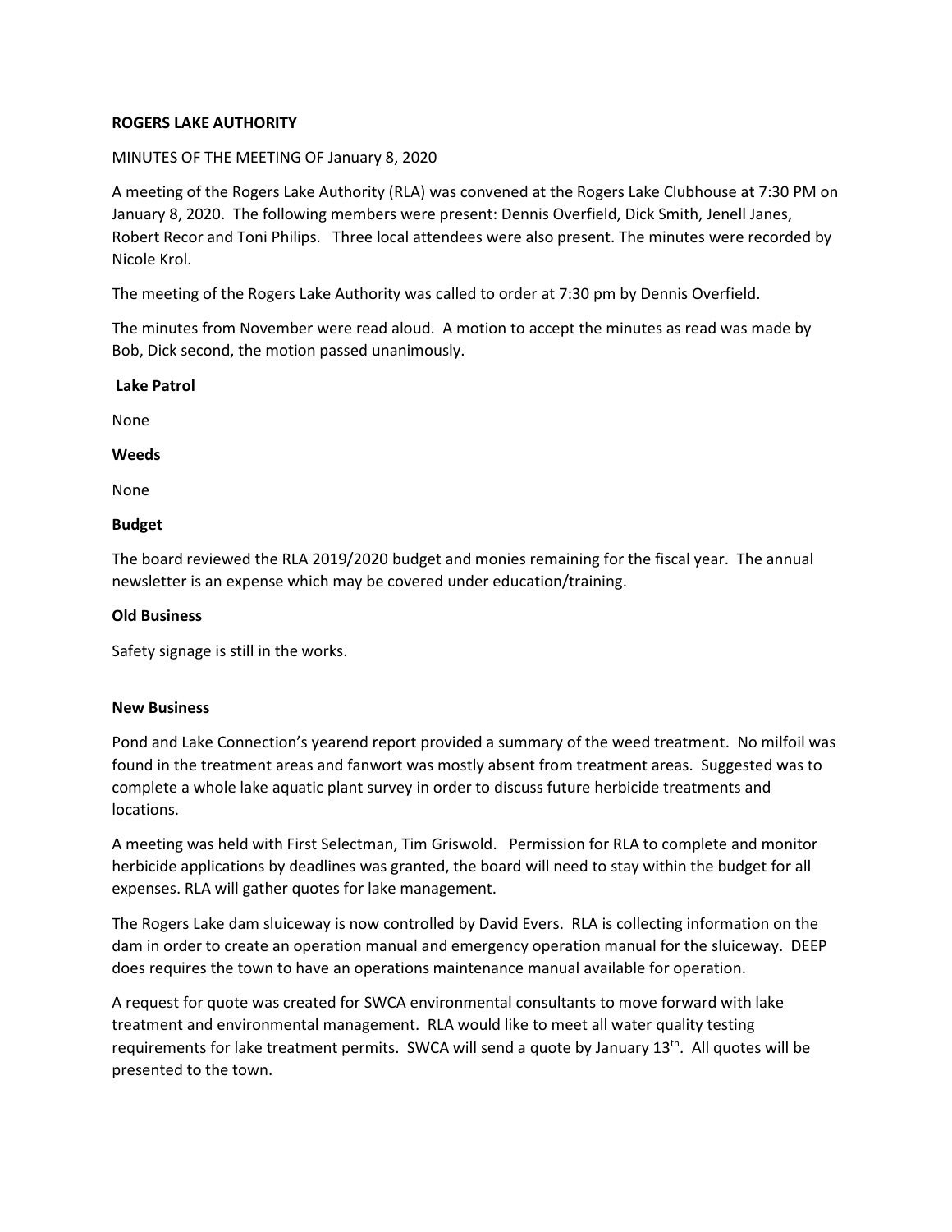**ROGERS LAKE AUTHORITY**

MINUTES OF THE MEETING OF January 8, 2020

A meeting of the Rogers Lake Authority (RLA) was convened at the Rogers Lake Clubhouse at 7:30 PM on January 8, 2020. The following members were present: Dennis Overfield, Dick Smith, Jenell Janes, Robert Recor and Toni Philips. Three local attendees were also present. The minutes were recorded by Nicole Krol.

The meeting of the Rogers Lake Authority was called to order at 7:30 pm by Dennis Overfield.

The minutes from November were read aloud. A motion to accept the minutes as read was made by Bob, Dick second, the motion passed unanimously.

**Lake Patrol**

None

**Weeds**

None

**Budget**

The board reviewed the RLA 2019/2020 budget and monies remaining for the fiscal year. The annual newsletter is an expense which may be covered under education/training.

**Old Business**

Safety signage is still in the works.

**New Business**

Pond and Lake Connection's yearend report provided a summary of the weed treatment. No milfoil was found in the treatment areas and fanwort was mostly absent from treatment areas. Suggested was to complete a whole lake aquatic plant survey in order to discuss future herbicide treatments and locations.

A meeting was held with First Selectman, Tim Griswold. Permission for RLA to complete and monitor herbicide applications by deadlines was granted, the board will need to stay within the budget for all expenses. RLA will gather quotes for lake management.

The Rogers Lake dam sluiceway is now controlled by David Evers. RLA is collecting information on the dam in order to create an operation manual and emergency operation manual for the sluiceway. DEEP does requires the town to have an operations maintenance manual available for operation.

A request for quote was created for SWCA environmental consultants to move forward with lake treatment and environmental management. RLA would like to meet all water quality testing requirements for lake treatment permits. SWCA will send a quote by January 13th. All quotes will be presented to the town.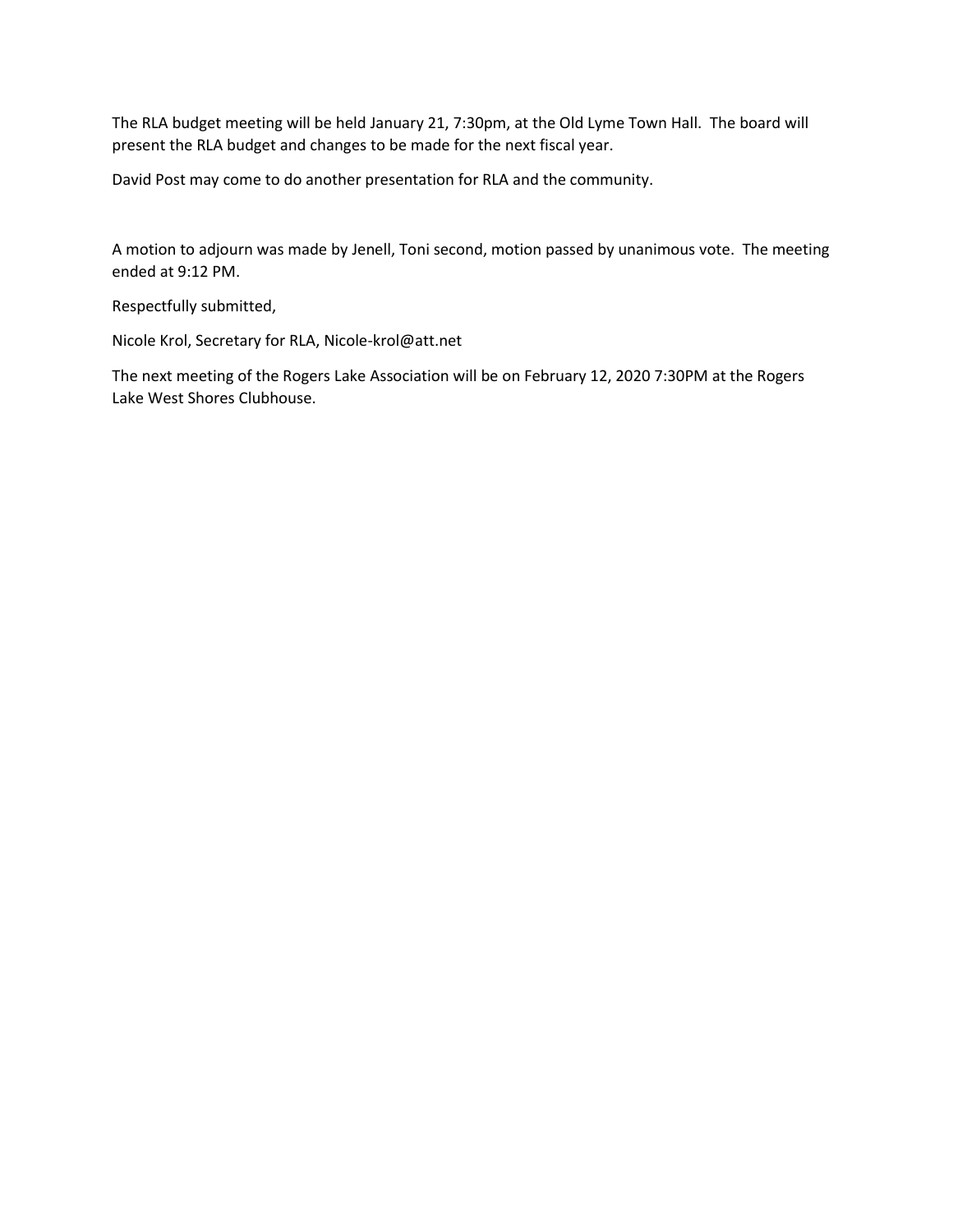The RLA budget meeting will be held January 21, 7:30pm, at the Old Lyme Town Hall. The board will present the RLA budget and changes to be made for the next fiscal year.

David Post may come to do another presentation for RLA and the community.

A motion to adjourn was made by Jenell, Toni second, motion passed by unanimous vote. The meeting ended at 9:12 PM.

Respectfully submitted,

Nicole Krol, Secretary for RLA, Nicole-krol@att.net

The next meeting of the Rogers Lake Association will be on February 12, 2020 7:30PM at the Rogers Lake West Shores Clubhouse.